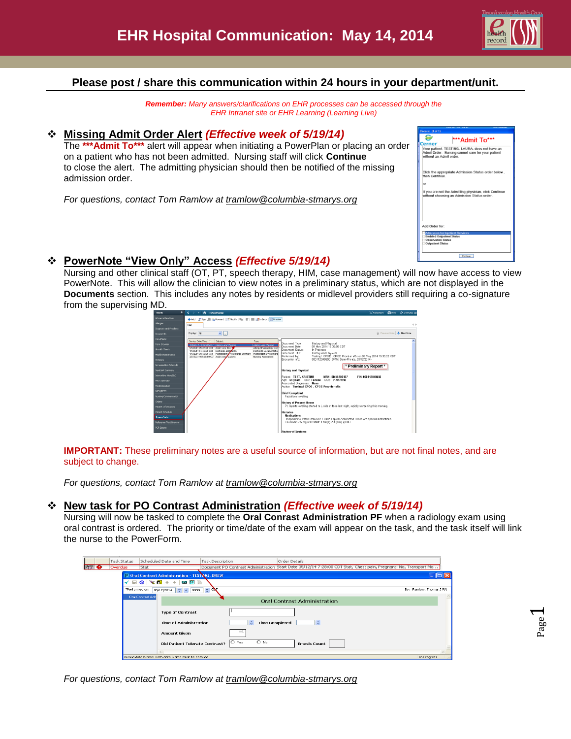# EHR Hospital Communication: May 14, 2014

**Please post / share this communication within 24 hours in your department/unit.**

***Remember:*** *Many answers/clarifications on EHR processes can be accessed through the EHR Intranet site or EHR Learning (Learning Live)*

## ❖ Missing Admit Order Alert *(Effective week of 5/19/14)*

The **\*\*\*Admit To\*\*\*** alert will appear when initiating a PowerPlan or placing an order on a patient who has not been admitted. Nursing staff will click **Continue** to close the alert. The admitting physician should then be notified of the missing admission order.

*For questions, contact Tom Ramlow at tramlow@columbia-stmarys.org*

## ❖ PowerNote "View Only" Access *(Effective 5/19/14)*

Nursing and other clinical staff (OT, PT, speech therapy, HIM, case management) will now have access to view PowerNote. This will allow the clinician to view notes in a preliminary status, which are not displayed in the **Documents** section. This includes any notes by residents or midlevel providers still requiring a co-signature from the supervising MD.

**IMPORTANT:** These preliminary notes are a useful source of information, but are not final notes, and are subject to change.

*For questions, contact Tom Ramlow at tramlow@columbia-stmarys.org*

## ❖ New task for PO Contrast Administration *(Effective week of 5/19/14)*

Nursing will now be tasked to complete the **Oral Conrast Administration PF** when a radiology exam using oral contrast is ordered. The priority or time/date of the exam will appear on the task, and the task itself will link the nurse to the PowerForm.

*For questions, contact Tom Ramlow at tramlow@columbia-stmarys.org*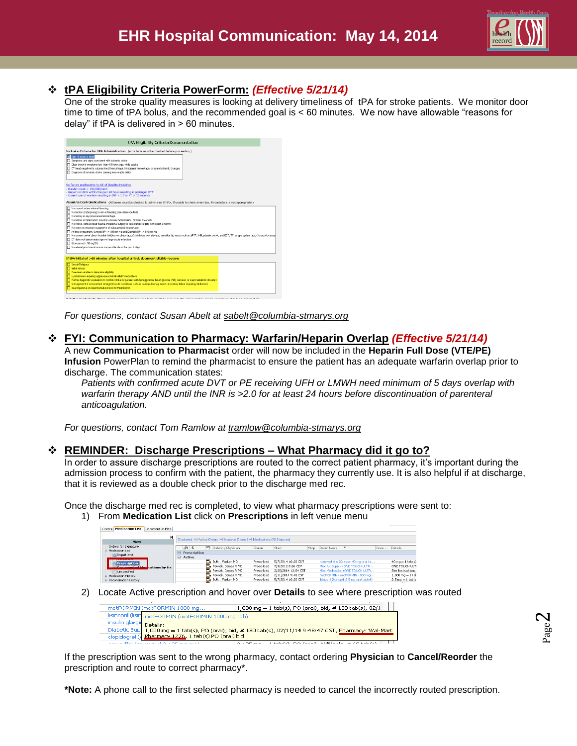# EHR Hospital Communication: May 14, 2014

## tPA Eligibility Criteria PowerForm: *(Effective 5/21/14)*

One of the stroke quality measures is looking at delivery timeliness of tPA for stroke patients. We monitor door time to time of tPA bolus, and the recommended goal is < 60 minutes. We now have allowable "reasons for delay" if tPA is delivered in > 60 minutes.

*For questions, contact Susan Abelt at sabelt@columbia-stmarys.org*

## FYI: Communication to Pharmacy: Warfarin/Heparin Overlap *(Effective 5/21/14)*

A new **Communication to Pharmacist** order will now be included in the **Heparin Full Dose (VTE/PE) Infusion** PowerPlan to remind the pharmacist to ensure the patient has an adequate warfarin overlap prior to discharge. The communication states:

> *Patients with confirmed acute DVT or PE receiving UFH or LMWH need minimum of 5 days overlap with warfarin therapy AND until the INR is >2.0 for at least 24 hours before discontinuation of parenteral anticoagulation.*

*For questions, contact Tom Ramlow at tramlow@columbia-stmarys.org*

## REMINDER: Discharge Prescriptions – What Pharmacy did it go to?

In order to assure discharge prescriptions are routed to the correct patient pharmacy, it's important during the admission process to confirm with the patient, the pharmacy they currently use. It is also helpful if at discharge, that it is reviewed as a double check prior to the discharge med rec.

Once the discharge med rec is completed, to view what pharmacy prescriptions were sent to:

1) From **Medication List** click on **Prescriptions** in left venue menu
2) Locate Active prescription and hover over **Details** to see where prescription was routed

If the prescription was sent to the wrong pharmacy, contact ordering **Physician** to **Cancel/Reorder** the prescription and route to correct pharmacy*.

***Note:** A phone call to the first selected pharmacy is needed to cancel the incorrectly routed prescription.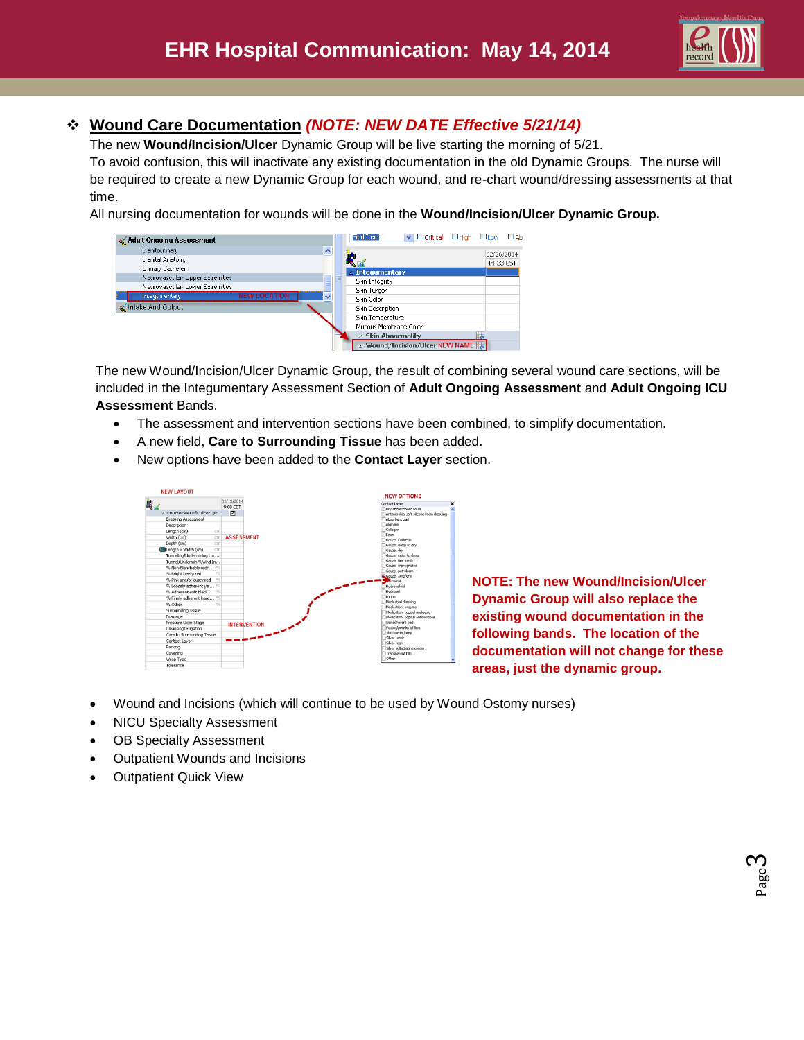## ❖ Wound Care Documentation *(NOTE: NEW DATE Effective 5/21/14)*

The new **Wound/Incision/Ulcer** Dynamic Group will be live starting the morning of 5/21.
To avoid confusion, this will inactivate any existing documentation in the old Dynamic Groups. The nurse will be required to create a new Dynamic Group for each wound, and re-chart wound/dressing assessments at that time.
All nursing documentation for wounds will be done in the **Wound/Incision/Ulcer Dynamic Group.**

The new Wound/Incision/Ulcer Dynamic Group, the result of combining several wound care sections, will be included in the Integumentary Assessment Section of **Adult Ongoing Assessment** and **Adult Ongoing ICU Assessment** Bands.

- The assessment and intervention sections have been combined, to simplify documentation.
- A new field, **Care to Surrounding Tissue** has been added.
- New options have been added to the **Contact Layer** section.

**NOTE: The new Wound/Incision/Ulcer Dynamic Group will also replace the existing wound documentation in the following bands. The location of the documentation will not change for these areas, just the dynamic group.**

- Wound and Incisions (which will continue to be used by Wound Ostomy nurses)
- NICU Specialty Assessment
- OB Specialty Assessment
- Outpatient Wounds and Incisions
- Outpatient Quick View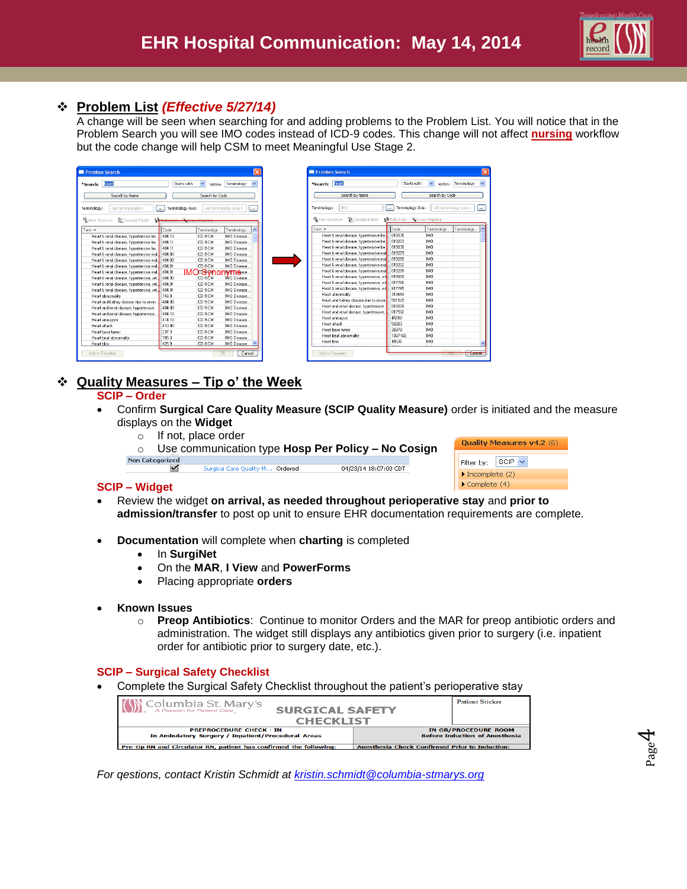# EHR Hospital Communication: May 14, 2014

## Problem List *(Effective 5/27/14)*

A change will be seen when searching for and adding problems to the Problem List. You will notice that in the Problem Search you will see IMO codes instead of ICD-9 codes. This change will not affect **nursing** workflow but the code change will help CSM to meet Meaningful Use Stage 2.

## Quality Measures – Tip o' the Week

### SCIP – Order

- Confirm **Surgical Care Quality Measure (SCIP Quality Measure)** order is initiated and the measure displays on the **Widget**
  - If not, place order
  - Use communication type **Hosp Per Policy – No Cosign**

### SCIP – Widget

- Review the widget **on arrival, as needed throughout perioperative stay** and **prior to admission/transfer** to post op unit to ensure EHR documentation requirements are complete.

- **Documentation** will complete when **charting** is completed
  - In **SurgiNet**
  - On the **MAR**, **I View** and **PowerForms**
  - Placing appropriate **orders**

- **Known Issues**
  - **Preop Antibiotics**: Continue to monitor Orders and the MAR for preop antibiotic orders and administration. The widget still displays any antibiotics given prior to surgery (i.e. inpatient order for antibiotic prior to surgery date, etc.).

### SCIP – Surgical Safety Checklist

- Complete the Surgical Safety Checklist throughout the patient's perioperative stay

*For qestions, contact Kristin Schmidt at kristin.schmidt@columbia-stmarys.org*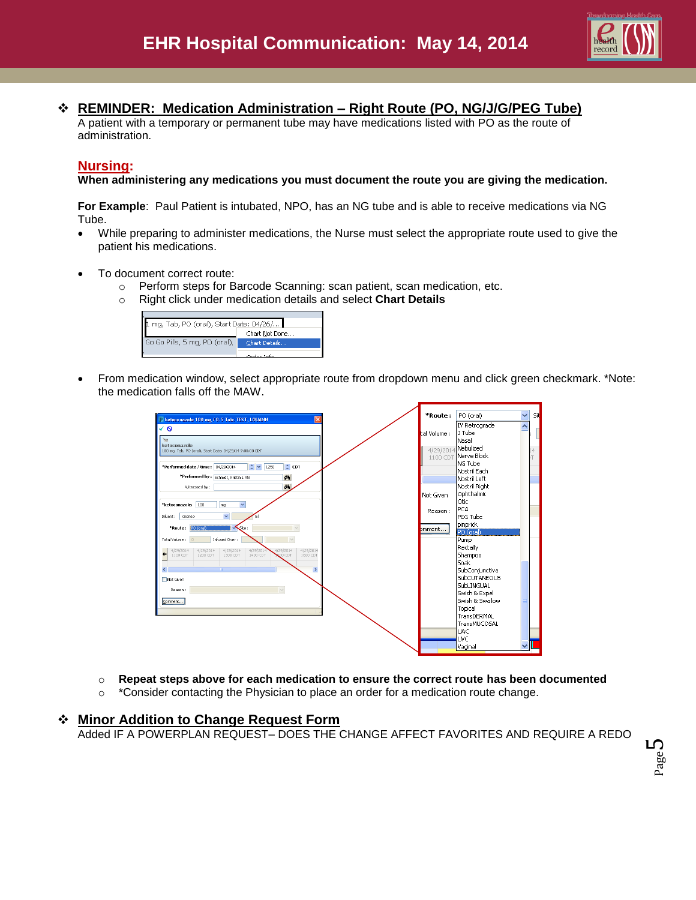# EHR Hospital Communication: May 14, 2014

## REMINDER: Medication Administration – Right Route (PO, NG/J/G/PEG Tube)

A patient with a temporary or permanent tube may have medications listed with PO as the route of administration.

### Nursing:

**When administering any medications you must document the route you are giving the medication.**

**For Example**: Paul Patient is intubated, NPO, has an NG tube and is able to receive medications via NG Tube.

- While preparing to administer medications, the Nurse must select the appropriate route used to give the patient his medications.

- To document correct route:
  - Perform steps for Barcode Scanning: scan patient, scan medication, etc.
  - Right click under medication details and select **Chart Details**

- From medication window, select appropriate route from dropdown menu and click green checkmark. *Note: the medication falls off the MAW.

  - **Repeat steps above for each medication to ensure the correct route has been documented**
  - *Consider contacting the Physician to place an order for a medication route change.

## Minor Addition to Change Request Form

Added IF A POWERPLAN REQUEST– DOES THE CHANGE AFFECT FAVORITES AND REQUIRE A REDO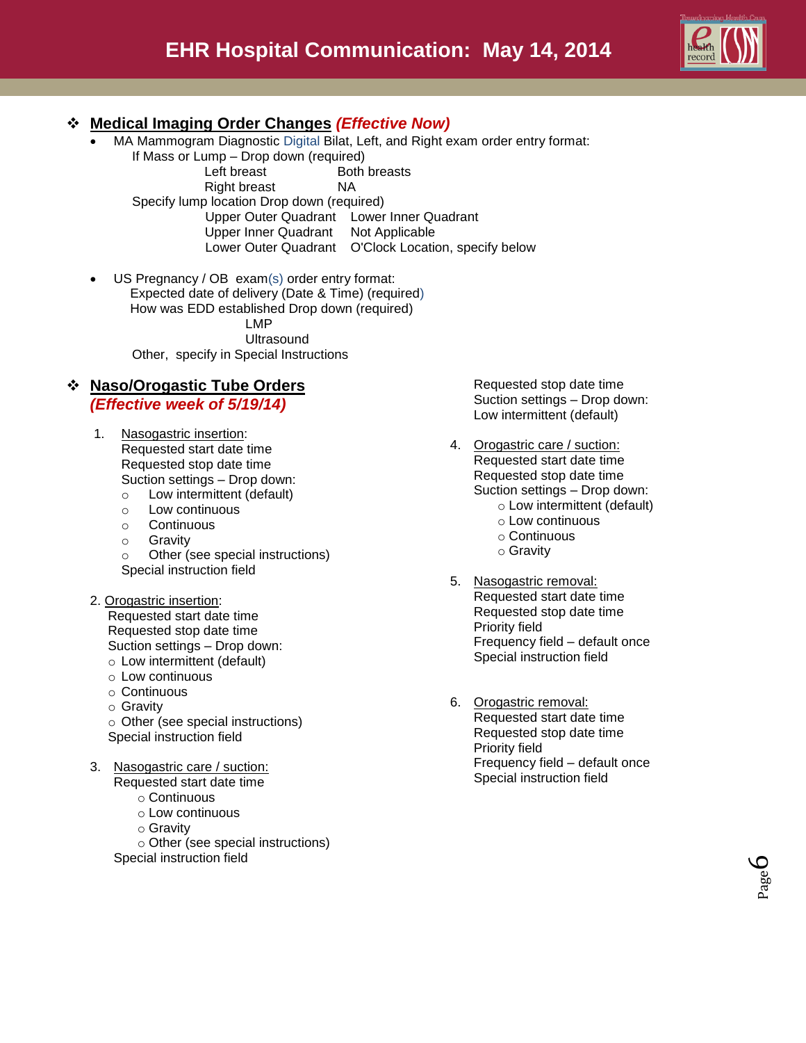# EHR Hospital Communication: May 14, 2014

## ❖ Medical Imaging Order Changes *(Effective Now)*

- MA Mammogram Diagnostic Digital Bilat, Left, and Right exam order entry format:
  - If Mass or Lump – Drop down (required)
    - Left breast
    - Both breasts
    - Right breast
    - NA
  - Specify lump location Drop down (required)
    - Upper Outer Quadrant
    - Lower Inner Quadrant
    - Upper Inner Quadrant
    - Not Applicable
    - Lower Outer Quadrant
    - O'Clock Location, specify below

- US Pregnancy / OB exam(s) order entry format:
  - Expected date of delivery (Date & Time) (required)
  - How was EDD established Drop down (required)
    - LMP
    - Ultrasound
    - Other, specify in Special Instructions

## ❖ Naso/Orogastic Tube Orders *(Effective week of 5/19/14)*

1. Nasogastric insertion:
   Requested start date time
   Requested stop date time
   Suction settings – Drop down:
   - Low intermittent (default)
   - Low continuous
   - Continuous
   - Gravity
   - Other (see special instructions)

   Special instruction field

2. Orogastric insertion:
   Requested start date time
   Requested stop date time
   Suction settings – Drop down:
   - Low intermittent (default)
   - Low continuous
   - Continuous
   - Gravity
   - Other (see special instructions)

   Special instruction field

3. Nasogastric care / suction:
   Requested start date time
   - Continuous
   - Low continuous
   - Gravity
   - Other (see special instructions)

   Special instruction field
   Requested stop date time
   Suction settings – Drop down:
   Low intermittent (default)

4. Orogastric care / suction:
   Requested start date time
   Requested stop date time
   Suction settings – Drop down:
   - Low intermittent (default)
   - Low continuous
   - Continuous
   - Gravity

5. Nasogastric removal:
   Requested start date time
   Requested stop date time
   Priority field
   Frequency field – default once
   Special instruction field

6. Orogastric removal:
   Requested start date time
   Requested stop date time
   Priority field
   Frequency field – default once
   Special instruction field